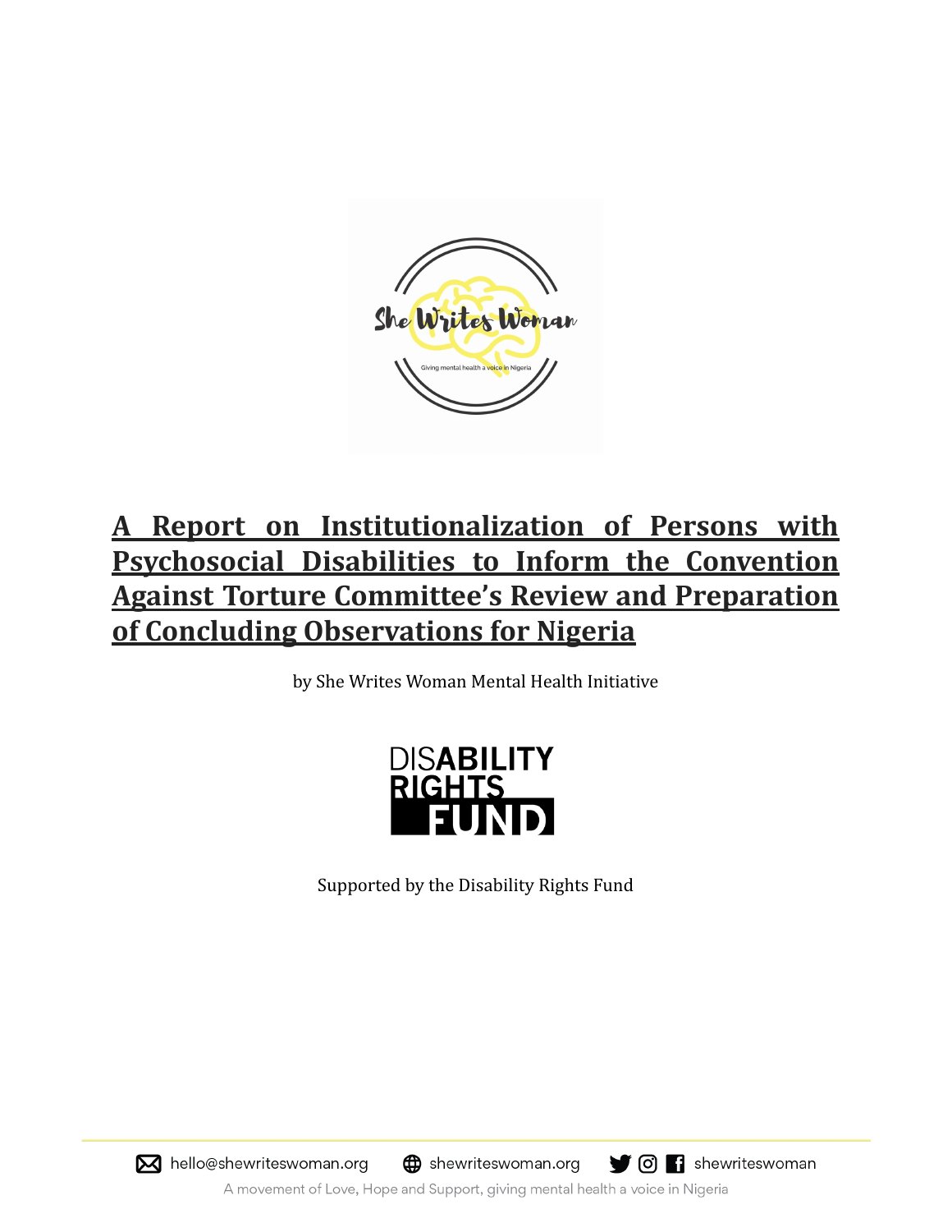# A Report on Institutionalization of Persons with Psychosocial Disabilities to Inform the Convention Against Torture Committee's Review and Preparation of Concluding Observations for Nigeria

by She Writes Woman Mental Health Initiative

Supported by the Disability Rights Fund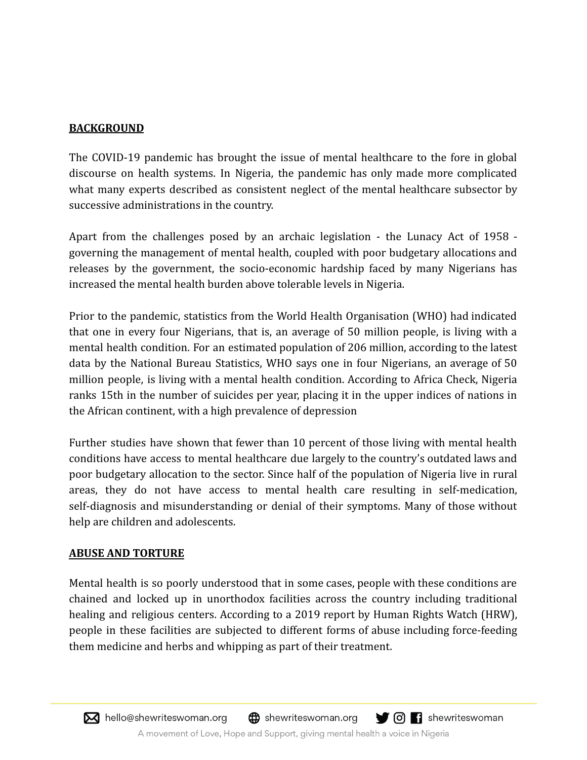## BACKGROUND

The COVID-19 pandemic has brought the issue of mental healthcare to the fore in global discourse on health systems. In Nigeria, the pandemic has only made more complicated what many experts described as consistent neglect of the mental healthcare subsector by successive administrations in the country.

Apart from the challenges posed by an archaic legislation - the Lunacy Act of 1958 - governing the management of mental health, coupled with poor budgetary allocations and releases by the government, the socio-economic hardship faced by many Nigerians has increased the mental health burden above tolerable levels in Nigeria.

Prior to the pandemic, statistics from the World Health Organisation (WHO) had indicated that one in every four Nigerians, that is, an average of 50 million people, is living with a mental health condition. For an estimated population of 206 million, according to the latest data by the National Bureau Statistics, WHO says one in four Nigerians, an average of 50 million people, is living with a mental health condition. According to Africa Check, Nigeria ranks 15th in the number of suicides per year, placing it in the upper indices of nations in the African continent, with a high prevalence of depression

Further studies have shown that fewer than 10 percent of those living with mental health conditions have access to mental healthcare due largely to the country's outdated laws and poor budgetary allocation to the sector. Since half of the population of Nigeria live in rural areas, they do not have access to mental health care resulting in self-medication, self-diagnosis and misunderstanding or denial of their symptoms. Many of those without help are children and adolescents.

## ABUSE AND TORTURE

Mental health is so poorly understood that in some cases, people with these conditions are chained and locked up in unorthodox facilities across the country including traditional healing and religious centers. According to a 2019 report by Human Rights Watch (HRW), people in these facilities are subjected to different forms of abuse including force-feeding them medicine and herbs and whipping as part of their treatment.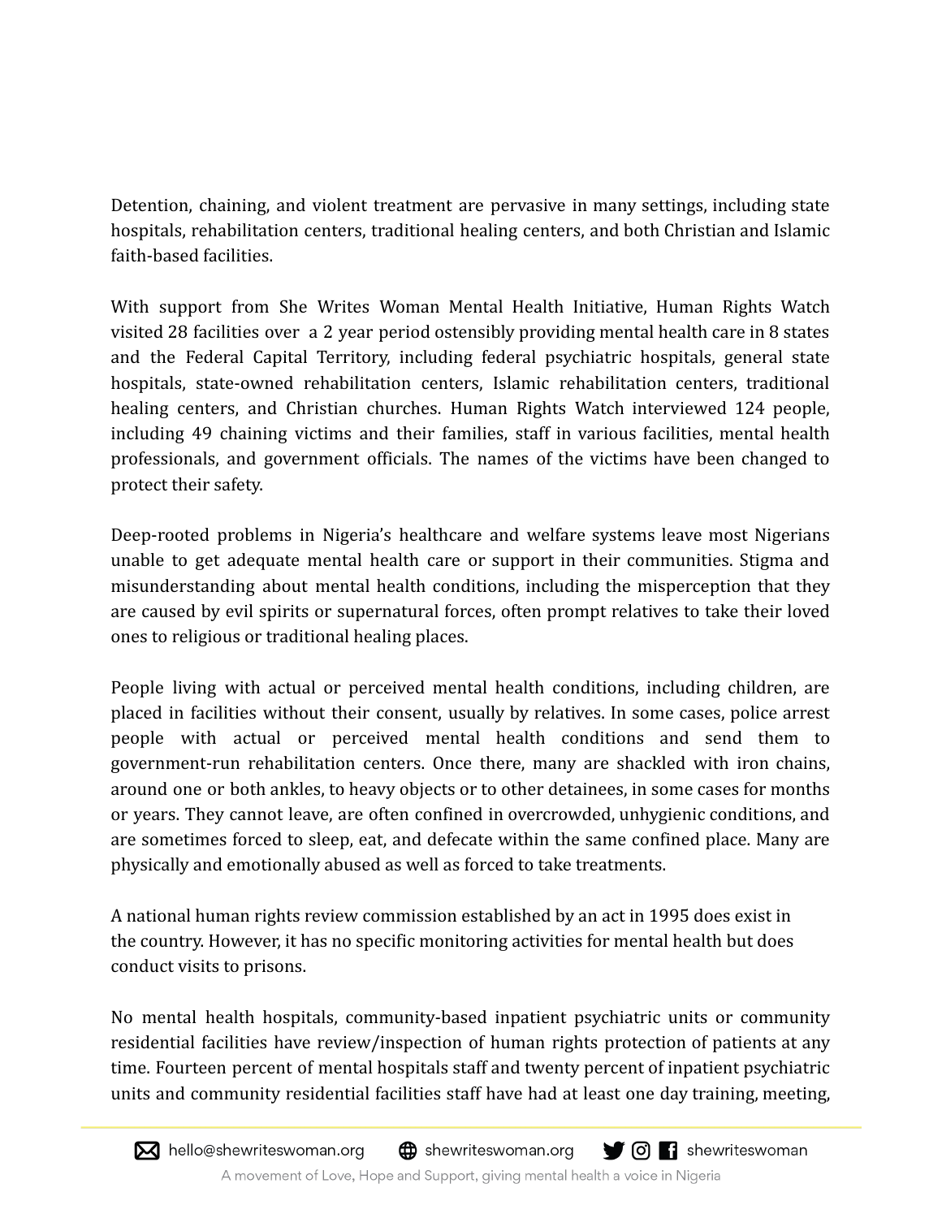Detention, chaining, and violent treatment are pervasive in many settings, including state hospitals, rehabilitation centers, traditional healing centers, and both Christian and Islamic faith-based facilities.

With support from She Writes Woman Mental Health Initiative, Human Rights Watch visited 28 facilities over a 2 year period ostensibly providing mental health care in 8 states and the Federal Capital Territory, including federal psychiatric hospitals, general state hospitals, state-owned rehabilitation centers, Islamic rehabilitation centers, traditional healing centers, and Christian churches. Human Rights Watch interviewed 124 people, including 49 chaining victims and their families, staff in various facilities, mental health professionals, and government officials. The names of the victims have been changed to protect their safety.

Deep-rooted problems in Nigeria's healthcare and welfare systems leave most Nigerians unable to get adequate mental health care or support in their communities. Stigma and misunderstanding about mental health conditions, including the misperception that they are caused by evil spirits or supernatural forces, often prompt relatives to take their loved ones to religious or traditional healing places.

People living with actual or perceived mental health conditions, including children, are placed in facilities without their consent, usually by relatives. In some cases, police arrest people with actual or perceived mental health conditions and send them to government-run rehabilitation centers. Once there, many are shackled with iron chains, around one or both ankles, to heavy objects or to other detainees, in some cases for months or years. They cannot leave, are often confined in overcrowded, unhygienic conditions, and are sometimes forced to sleep, eat, and defecate within the same confined place. Many are physically and emotionally abused as well as forced to take treatments.

A national human rights review commission established by an act in 1995 does exist in the country. However, it has no specific monitoring activities for mental health but does conduct visits to prisons.

No mental health hospitals, community-based inpatient psychiatric units or community residential facilities have review/inspection of human rights protection of patients at any time. Fourteen percent of mental hospitals staff and twenty percent of inpatient psychiatric units and community residential facilities staff have had at least one day training, meeting,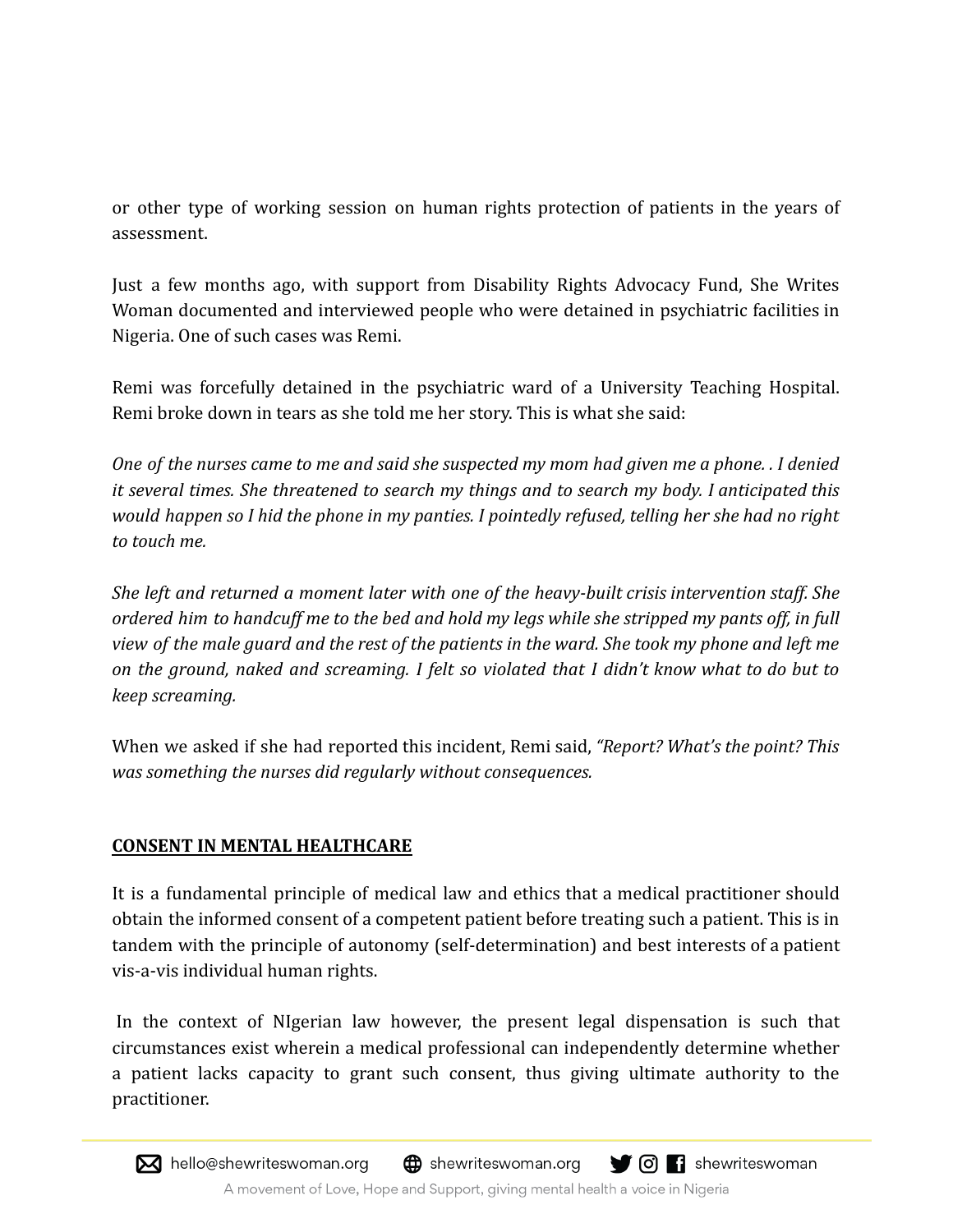or other type of working session on human rights protection of patients in the years of assessment.

Just a few months ago, with support from Disability Rights Advocacy Fund, She Writes Woman documented and interviewed people who were detained in psychiatric facilities in Nigeria. One of such cases was Remi.

Remi was forcefully detained in the psychiatric ward of a University Teaching Hospital. Remi broke down in tears as she told me her story. This is what she said:

*One of the nurses came to me and said she suspected my mom had given me a phone. . I denied it several times. She threatened to search my things and to search my body. I anticipated this would happen so I hid the phone in my panties. I pointedly refused, telling her she had no right to touch me.*

*She left and returned a moment later with one of the heavy-built crisis intervention staff. She ordered him to handcuff me to the bed and hold my legs while she stripped my pants off, in full view of the male guard and the rest of the patients in the ward. She took my phone and left me on the ground, naked and screaming. I felt so violated that I didn't know what to do but to keep screaming.*

When we asked if she had reported this incident, Remi said, *"Report? What's the point? This was something the nurses did regularly without consequences.*

## CONSENT IN MENTAL HEALTHCARE

It is a fundamental principle of medical law and ethics that a medical practitioner should obtain the informed consent of a competent patient before treating such a patient. This is in tandem with the principle of autonomy (self-determination) and best interests of a patient vis-a-vis individual human rights.

In the context of NIgerian law however, the present legal dispensation is such that circumstances exist wherein a medical professional can independently determine whether a patient lacks capacity to grant such consent, thus giving ultimate authority to the practitioner.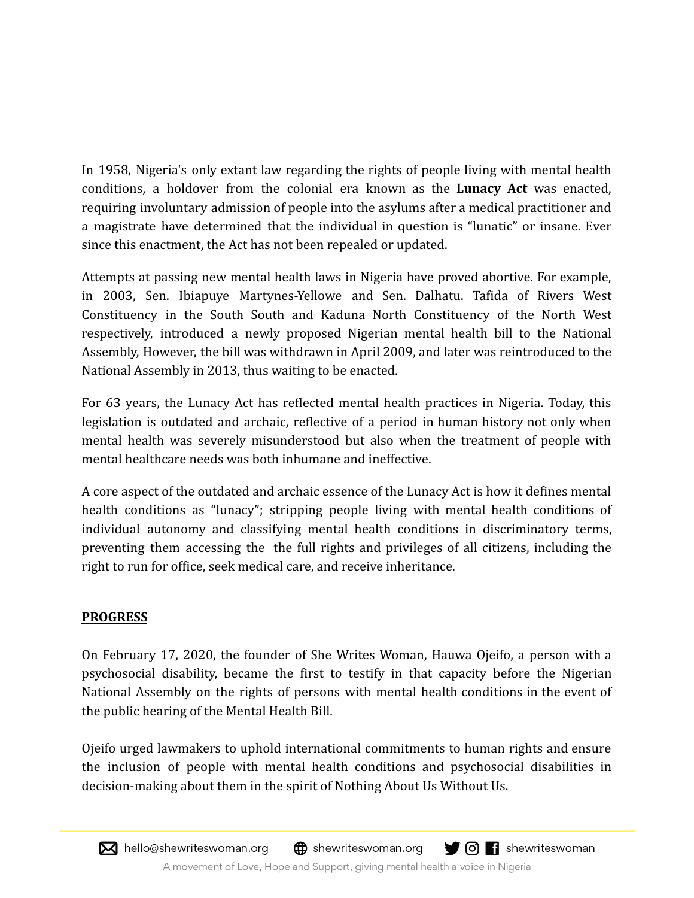In 1958, Nigeria's only extant law regarding the rights of people living with mental health conditions, a holdover from the colonial era known as the **Lunacy Act** was enacted, requiring involuntary admission of people into the asylums after a medical practitioner and a magistrate have determined that the individual in question is "lunatic" or insane. Ever since this enactment, the Act has not been repealed or updated.

Attempts at passing new mental health laws in Nigeria have proved abortive. For example, in 2003, Sen. Ibiapuye Martynes-Yellowe and Sen. Dalhatu. Tafida of Rivers West Constituency in the South South and Kaduna North Constituency of the North West respectively, introduced a newly proposed Nigerian mental health bill to the National Assembly, However, the bill was withdrawn in April 2009, and later was reintroduced to the National Assembly in 2013, thus waiting to be enacted.

For 63 years, the Lunacy Act has reflected mental health practices in Nigeria. Today, this legislation is outdated and archaic, reflective of a period in human history not only when mental health was severely misunderstood but also when the treatment of people with mental healthcare needs was both inhumane and ineffective.

A core aspect of the outdated and archaic essence of the Lunacy Act is how it defines mental health conditions as "lunacy"; stripping people living with mental health conditions of individual autonomy and classifying mental health conditions in discriminatory terms, preventing them accessing the the full rights and privileges of all citizens, including the right to run for office, seek medical care, and receive inheritance.

## <u>**PROGRESS**</u>

On February 17, 2020, the founder of She Writes Woman, Hauwa Ojeifo, a person with a psychosocial disability, became the first to testify in that capacity before the Nigerian National Assembly on the rights of persons with mental health conditions in the event of the public hearing of the Mental Health Bill.

Ojeifo urged lawmakers to uphold international commitments to human rights and ensure the inclusion of people with mental health conditions and psychosocial disabilities in decision-making about them in the spirit of Nothing About Us Without Us.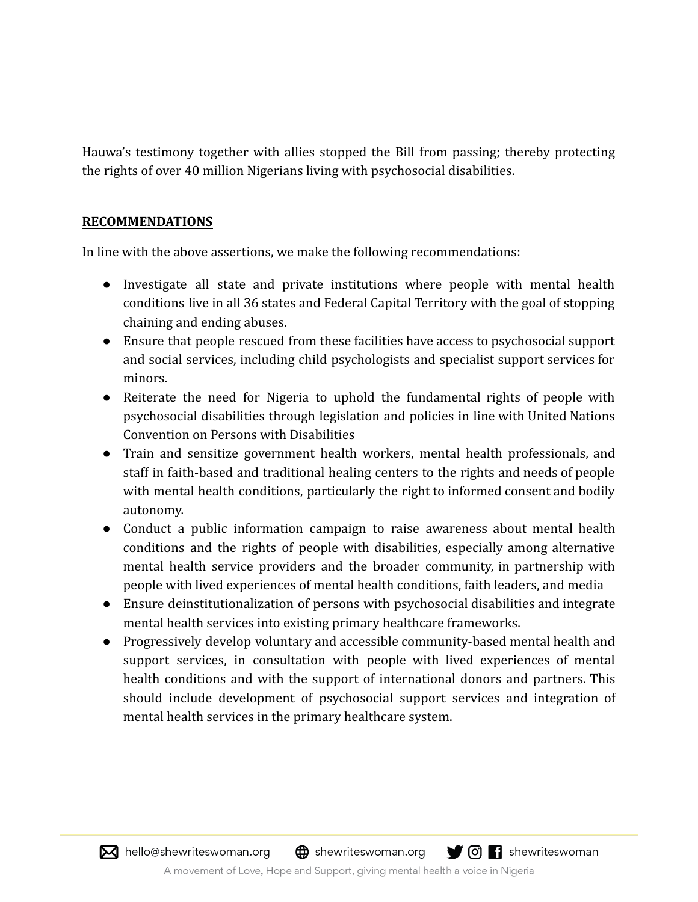Hauwa's testimony together with allies stopped the Bill from passing; thereby protecting the rights of over 40 million Nigerians living with psychosocial disabilities.

## RECOMMENDATIONS

In line with the above assertions, we make the following recommendations:

- Investigate all state and private institutions where people with mental health conditions live in all 36 states and Federal Capital Territory with the goal of stopping chaining and ending abuses.
- Ensure that people rescued from these facilities have access to psychosocial support and social services, including child psychologists and specialist support services for minors.
- Reiterate the need for Nigeria to uphold the fundamental rights of people with psychosocial disabilities through legislation and policies in line with United Nations Convention on Persons with Disabilities
- Train and sensitize government health workers, mental health professionals, and staff in faith-based and traditional healing centers to the rights and needs of people with mental health conditions, particularly the right to informed consent and bodily autonomy.
- Conduct a public information campaign to raise awareness about mental health conditions and the rights of people with disabilities, especially among alternative mental health service providers and the broader community, in partnership with people with lived experiences of mental health conditions, faith leaders, and media
- Ensure deinstitutionalization of persons with psychosocial disabilities and integrate mental health services into existing primary healthcare frameworks.
- Progressively develop voluntary and accessible community-based mental health and support services, in consultation with people with lived experiences of mental health conditions and with the support of international donors and partners. This should include development of psychosocial support services and integration of mental health services in the primary healthcare system.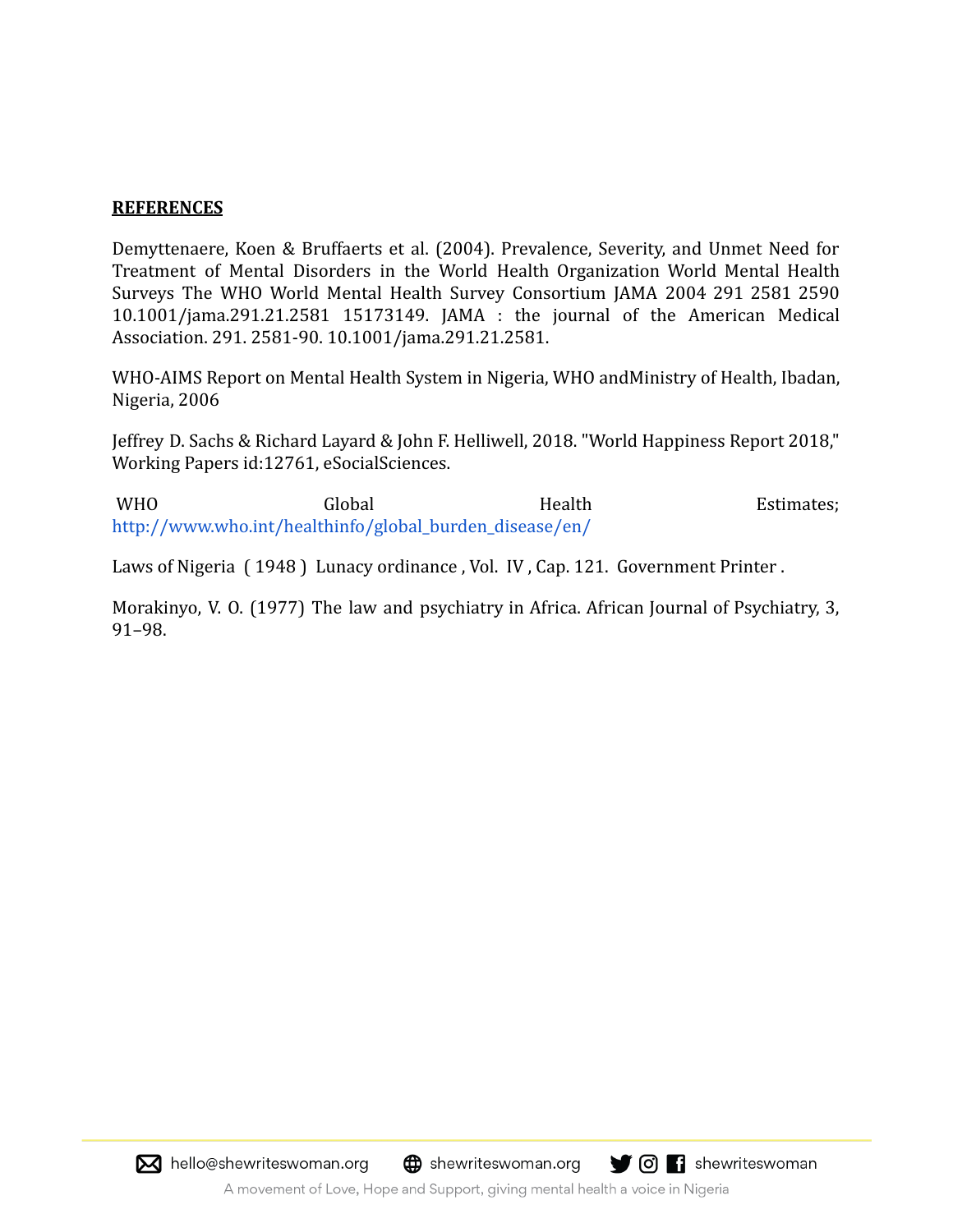**REFERENCES**

Demyttenaere, Koen & Bruffaerts et al. (2004). Prevalence, Severity, and Unmet Need for Treatment of Mental Disorders in the World Health Organization World Mental Health Surveys The WHO World Mental Health Survey Consortium JAMA 2004 291 2581 2590 10.1001/jama.291.21.2581 15173149. JAMA : the journal of the American Medical Association. 291. 2581-90. 10.1001/jama.291.21.2581.

WHO-AIMS Report on Mental Health System in Nigeria, WHO andMinistry of Health, Ibadan, Nigeria, 2006

Jeffrey D. Sachs & Richard Layard & John F. Helliwell, 2018. "World Happiness Report 2018," Working Papers id:12761, eSocialSciences.

WHO Global Health Estimates; http://www.who.int/healthinfo/global_burden_disease/en/

Laws of Nigeria ( 1948 ) Lunacy ordinance , Vol. IV , Cap. 121. Government Printer .

Morakinyo, V. O. (1977) The law and psychiatry in Africa. African Journal of Psychiatry, 3, 91–98.